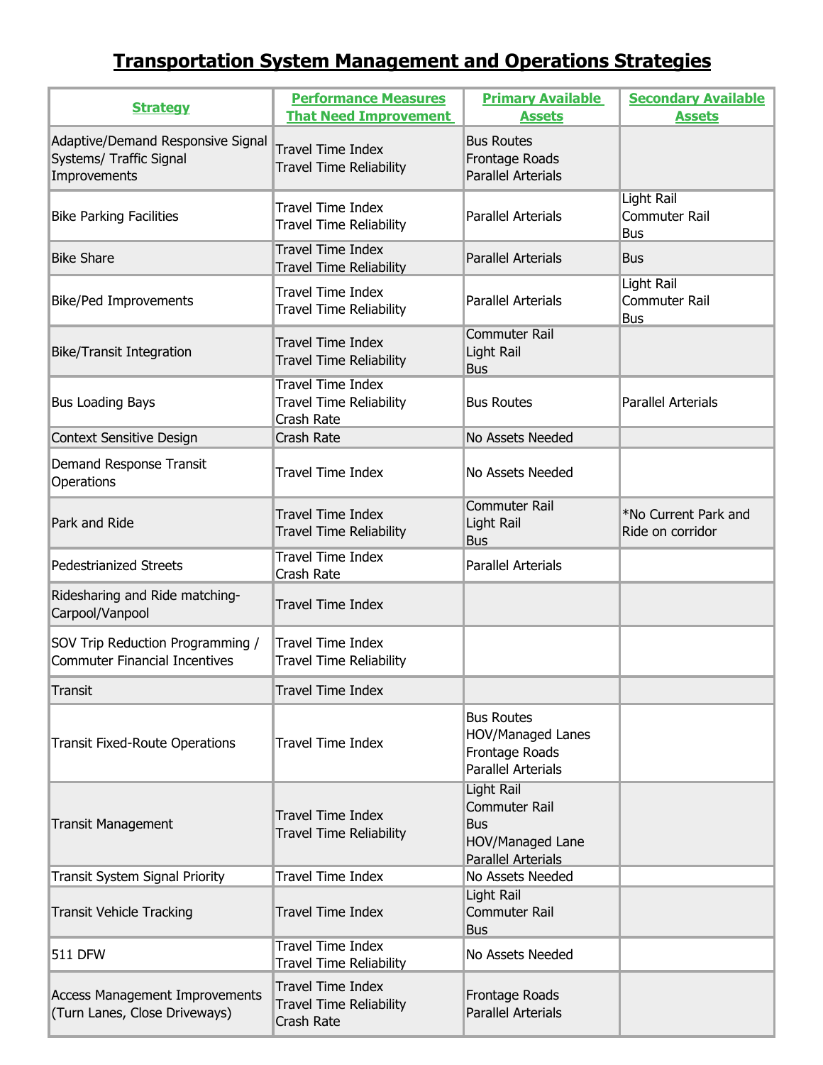# Transportation System Management and Operations Strategies

| Strategy | Performance Measures That Need Improvement | Primary Available Assets | Secondary Available Assets |
|---|---|---|---|
| Adaptive/Demand Responsive Signal Systems/ Traffic Signal Improvements | Travel Time Index<br>Travel Time Reliability | Bus Routes<br>Frontage Roads<br>Parallel Arterials | |
| Bike Parking Facilities | Travel Time Index<br>Travel Time Reliability | Parallel Arterials | Light Rail<br>Commuter Rail<br>Bus |
| Bike Share | Travel Time Index<br>Travel Time Reliability | Parallel Arterials | Bus |
| Bike/Ped Improvements | Travel Time Index<br>Travel Time Reliability | Parallel Arterials | Light Rail<br>Commuter Rail<br>Bus |
| Bike/Transit Integration | Travel Time Index<br>Travel Time Reliability | Commuter Rail<br>Light Rail<br>Bus | |
| Bus Loading Bays | Travel Time Index<br>Travel Time Reliability<br>Crash Rate | Bus Routes | Parallel Arterials |
| Context Sensitive Design | Crash Rate | No Assets Needed | |
| Demand Response Transit Operations | Travel Time Index | No Assets Needed | |
| Park and Ride | Travel Time Index<br>Travel Time Reliability | Commuter Rail<br>Light Rail<br>Bus | *No Current Park and Ride on corridor |
| Pedestrianized Streets | Travel Time Index<br>Crash Rate | Parallel Arterials | |
| Ridesharing and Ride matching-Carpool/Vanpool | Travel Time Index | | |
| SOV Trip Reduction Programming / Commuter Financial Incentives | Travel Time Index<br>Travel Time Reliability | | |
| Transit | Travel Time Index | | |
| Transit Fixed-Route Operations | Travel Time Index | Bus Routes<br>HOV/Managed Lanes<br>Frontage Roads<br>Parallel Arterials | |
| Transit Management | Travel Time Index<br>Travel Time Reliability | Light Rail<br>Commuter Rail<br>Bus<br>HOV/Managed Lane<br>Parallel Arterials | |
| Transit System Signal Priority | Travel Time Index | No Assets Needed | |
| Transit Vehicle Tracking | Travel Time Index | Light Rail<br>Commuter Rail<br>Bus | |
| 511 DFW | Travel Time Index<br>Travel Time Reliability | No Assets Needed | |
| Access Management Improvements (Turn Lanes, Close Driveways) | Travel Time Index<br>Travel Time Reliability<br>Crash Rate | Frontage Roads<br>Parallel Arterials | |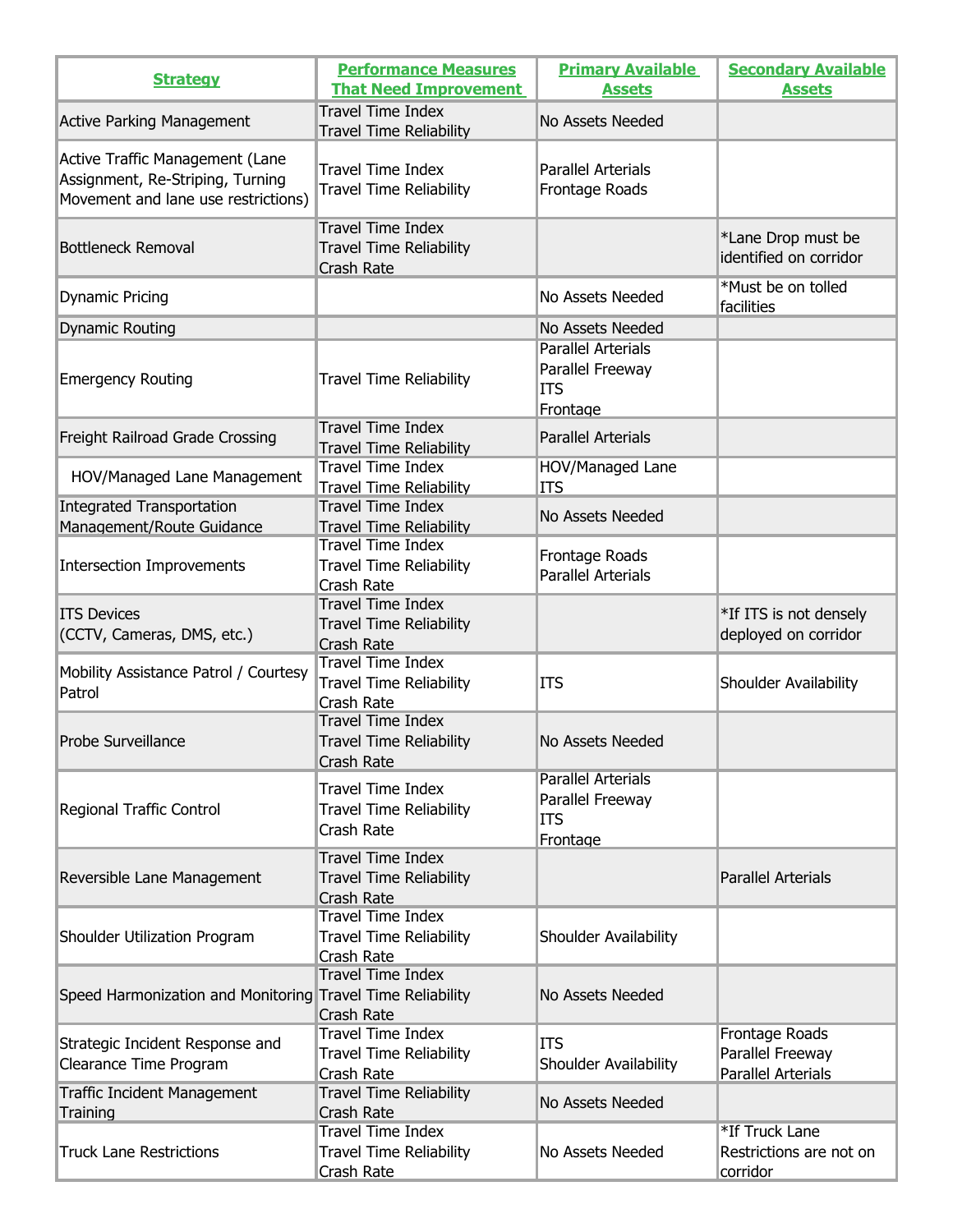| Strategy | Performance Measures That Need Improvement | Primary Available Assets | Secondary Available Assets |
|---|---|---|---|
| Active Parking Management | Travel Time Index<br>Travel Time Reliability | No Assets Needed | |
| Active Traffic Management (Lane Assignment, Re-Striping, Turning Movement and lane use restrictions) | Travel Time Index<br>Travel Time Reliability | Parallel Arterials<br>Frontage Roads | |
| Bottleneck Removal | Travel Time Index<br>Travel Time Reliability<br>Crash Rate | | *Lane Drop must be identified on corridor |
| Dynamic Pricing | | No Assets Needed | *Must be on tolled facilities |
| Dynamic Routing | | No Assets Needed | |
| Emergency Routing | Travel Time Reliability | Parallel Arterials<br>Parallel Freeway<br>ITS<br>Frontage | |
| Freight Railroad Grade Crossing | Travel Time Index<br>Travel Time Reliability | Parallel Arterials | |
| HOV/Managed Lane Management | Travel Time Index<br>Travel Time Reliability | HOV/Managed Lane<br>ITS | |
| Integrated Transportation Management/Route Guidance | Travel Time Index<br>Travel Time Reliability | No Assets Needed | |
| Intersection Improvements | Travel Time Index<br>Travel Time Reliability<br>Crash Rate | Frontage Roads<br>Parallel Arterials | |
| ITS Devices (CCTV, Cameras, DMS, etc.) | Travel Time Index<br>Travel Time Reliability<br>Crash Rate | | *If ITS is not densely deployed on corridor |
| Mobility Assistance Patrol / Courtesy Patrol | Travel Time Index<br>Travel Time Reliability<br>Crash Rate | ITS | Shoulder Availability |
| Probe Surveillance | Travel Time Index<br>Travel Time Reliability<br>Crash Rate | No Assets Needed | |
| Regional Traffic Control | Travel Time Index<br>Travel Time Reliability<br>Crash Rate | Parallel Arterials<br>Parallel Freeway<br>ITS<br>Frontage | |
| Reversible Lane Management | Travel Time Index<br>Travel Time Reliability<br>Crash Rate | | Parallel Arterials |
| Shoulder Utilization Program | Travel Time Index<br>Travel Time Reliability<br>Crash Rate | Shoulder Availability | |
| Speed Harmonization and Monitoring | Travel Time Index<br>Travel Time Reliability<br>Crash Rate | No Assets Needed | |
| Strategic Incident Response and Clearance Time Program | Travel Time Index<br>Travel Time Reliability<br>Crash Rate | ITS<br>Shoulder Availability | Frontage Roads<br>Parallel Freeway<br>Parallel Arterials |
| Traffic Incident Management Training | Travel Time Reliability<br>Crash Rate | No Assets Needed | |
| Truck Lane Restrictions | Travel Time Index<br>Travel Time Reliability<br>Crash Rate | No Assets Needed | *If Truck Lane Restrictions are not on corridor |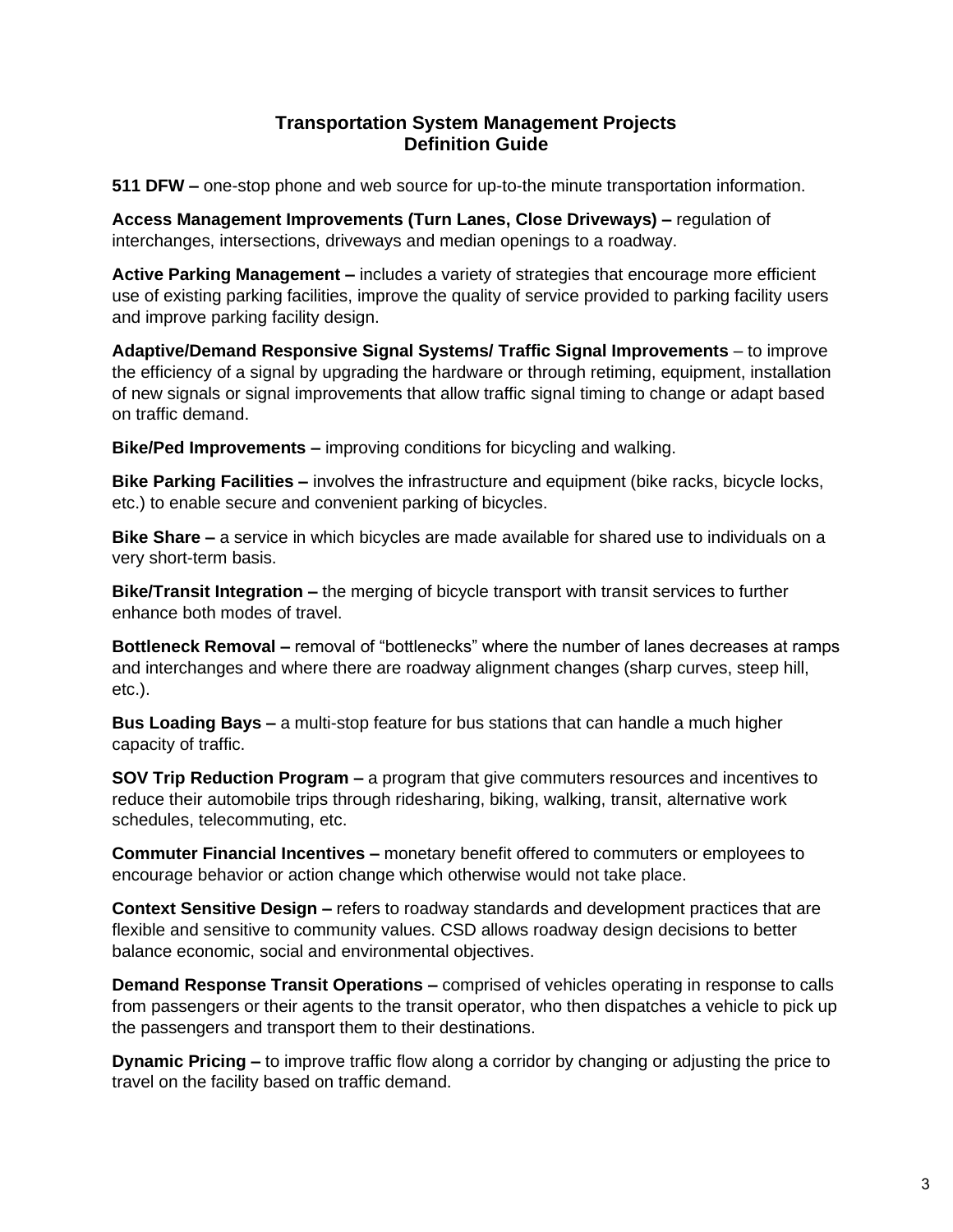# Transportation System Management Projects
## Definition Guide

**511 DFW –** one-stop phone and web source for up-to-the minute transportation information.

**Access Management Improvements (Turn Lanes, Close Driveways) –** regulation of interchanges, intersections, driveways and median openings to a roadway.

**Active Parking Management –** includes a variety of strategies that encourage more efficient use of existing parking facilities, improve the quality of service provided to parking facility users and improve parking facility design.

**Adaptive/Demand Responsive Signal Systems/ Traffic Signal Improvements** – to improve the efficiency of a signal by upgrading the hardware or through retiming, equipment, installation of new signals or signal improvements that allow traffic signal timing to change or adapt based on traffic demand.

**Bike/Ped Improvements –** improving conditions for bicycling and walking.

**Bike Parking Facilities –** involves the infrastructure and equipment (bike racks, bicycle locks, etc.) to enable secure and convenient parking of bicycles.

**Bike Share –** a service in which bicycles are made available for shared use to individuals on a very short-term basis.

**Bike/Transit Integration –** the merging of bicycle transport with transit services to further enhance both modes of travel.

**Bottleneck Removal –** removal of “bottlenecks” where the number of lanes decreases at ramps and interchanges and where there are roadway alignment changes (sharp curves, steep hill, etc.).

**Bus Loading Bays –** a multi-stop feature for bus stations that can handle a much higher capacity of traffic.

**SOV Trip Reduction Program –** a program that give commuters resources and incentives to reduce their automobile trips through ridesharing, biking, walking, transit, alternative work schedules, telecommuting, etc.

**Commuter Financial Incentives –** monetary benefit offered to commuters or employees to encourage behavior or action change which otherwise would not take place.

**Context Sensitive Design –** refers to roadway standards and development practices that are flexible and sensitive to community values. CSD allows roadway design decisions to better balance economic, social and environmental objectives.

**Demand Response Transit Operations –** comprised of vehicles operating in response to calls from passengers or their agents to the transit operator, who then dispatches a vehicle to pick up the passengers and transport them to their destinations.

**Dynamic Pricing –** to improve traffic flow along a corridor by changing or adjusting the price to travel on the facility based on traffic demand.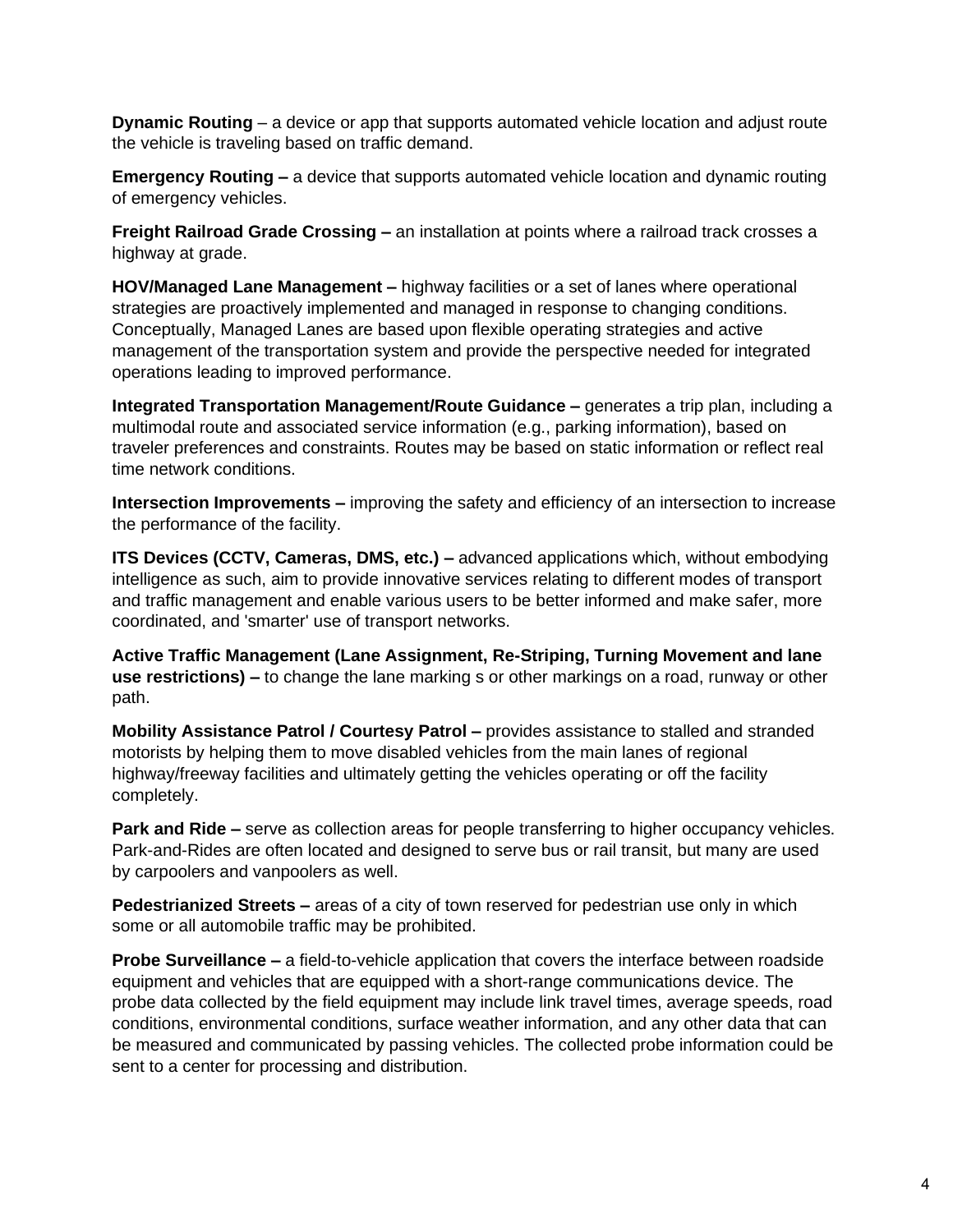**Dynamic Routing** – a device or app that supports automated vehicle location and adjust route the vehicle is traveling based on traffic demand.

**Emergency Routing –** a device that supports automated vehicle location and dynamic routing of emergency vehicles.

**Freight Railroad Grade Crossing –** an installation at points where a railroad track crosses a highway at grade.

**HOV/Managed Lane Management –** highway facilities or a set of lanes where operational strategies are proactively implemented and managed in response to changing conditions. Conceptually, Managed Lanes are based upon flexible operating strategies and active management of the transportation system and provide the perspective needed for integrated operations leading to improved performance.

**Integrated Transportation Management/Route Guidance –** generates a trip plan, including a multimodal route and associated service information (e.g., parking information), based on traveler preferences and constraints. Routes may be based on static information or reflect real time network conditions.

**Intersection Improvements –** improving the safety and efficiency of an intersection to increase the performance of the facility.

**ITS Devices (CCTV, Cameras, DMS, etc.) –** advanced applications which, without embodying intelligence as such, aim to provide innovative services relating to different modes of transport and traffic management and enable various users to be better informed and make safer, more coordinated, and 'smarter' use of transport networks.

**Active Traffic Management (Lane Assignment, Re-Striping, Turning Movement and lane use restrictions) –** to change the lane marking s or other markings on a road, runway or other path.

**Mobility Assistance Patrol / Courtesy Patrol –** provides assistance to stalled and stranded motorists by helping them to move disabled vehicles from the main lanes of regional highway/freeway facilities and ultimately getting the vehicles operating or off the facility completely.

**Park and Ride –** serve as collection areas for people transferring to higher occupancy vehicles. Park-and-Rides are often located and designed to serve bus or rail transit, but many are used by carpoolers and vanpoolers as well.

**Pedestrianized Streets –** areas of a city of town reserved for pedestrian use only in which some or all automobile traffic may be prohibited.

**Probe Surveillance –** a field-to-vehicle application that covers the interface between roadside equipment and vehicles that are equipped with a short-range communications device. The probe data collected by the field equipment may include link travel times, average speeds, road conditions, environmental conditions, surface weather information, and any other data that can be measured and communicated by passing vehicles. The collected probe information could be sent to a center for processing and distribution.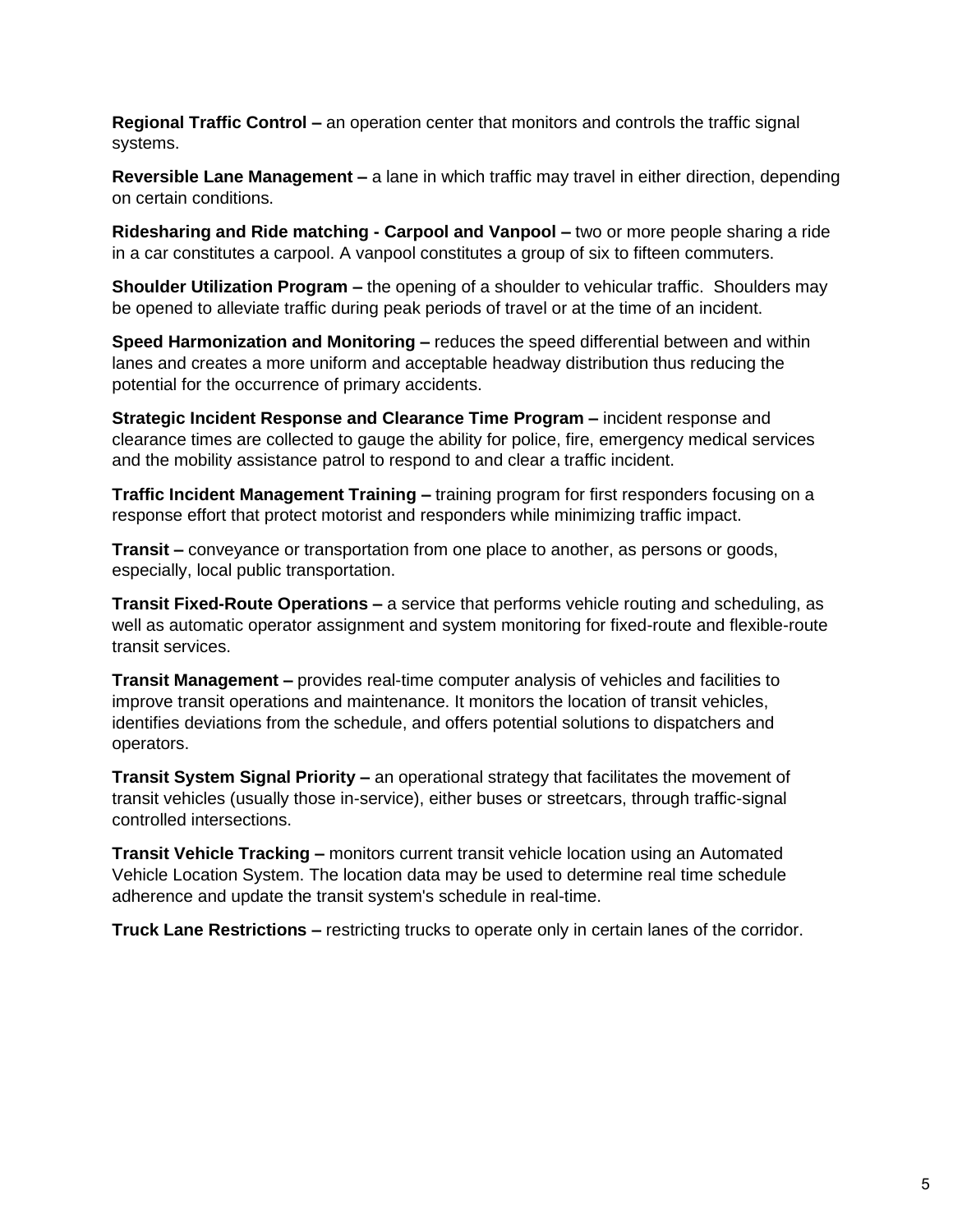**Regional Traffic Control –** an operation center that monitors and controls the traffic signal systems.

**Reversible Lane Management –** a lane in which traffic may travel in either direction, depending on certain conditions.

**Ridesharing and Ride matching - Carpool and Vanpool –** two or more people sharing a ride in a car constitutes a carpool. A vanpool constitutes a group of six to fifteen commuters.

**Shoulder Utilization Program –** the opening of a shoulder to vehicular traffic. Shoulders may be opened to alleviate traffic during peak periods of travel or at the time of an incident.

**Speed Harmonization and Monitoring –** reduces the speed differential between and within lanes and creates a more uniform and acceptable headway distribution thus reducing the potential for the occurrence of primary accidents.

**Strategic Incident Response and Clearance Time Program –** incident response and clearance times are collected to gauge the ability for police, fire, emergency medical services and the mobility assistance patrol to respond to and clear a traffic incident.

**Traffic Incident Management Training –** training program for first responders focusing on a response effort that protect motorist and responders while minimizing traffic impact.

**Transit –** conveyance or transportation from one place to another, as persons or goods, especially, local public transportation.

**Transit Fixed-Route Operations –** a service that performs vehicle routing and scheduling, as well as automatic operator assignment and system monitoring for fixed-route and flexible-route transit services.

**Transit Management –** provides real-time computer analysis of vehicles and facilities to improve transit operations and maintenance. It monitors the location of transit vehicles, identifies deviations from the schedule, and offers potential solutions to dispatchers and operators.

**Transit System Signal Priority –** an operational strategy that facilitates the movement of transit vehicles (usually those in-service), either buses or streetcars, through traffic-signal controlled intersections.

**Transit Vehicle Tracking –** monitors current transit vehicle location using an Automated Vehicle Location System. The location data may be used to determine real time schedule adherence and update the transit system's schedule in real-time.

**Truck Lane Restrictions –** restricting trucks to operate only in certain lanes of the corridor.